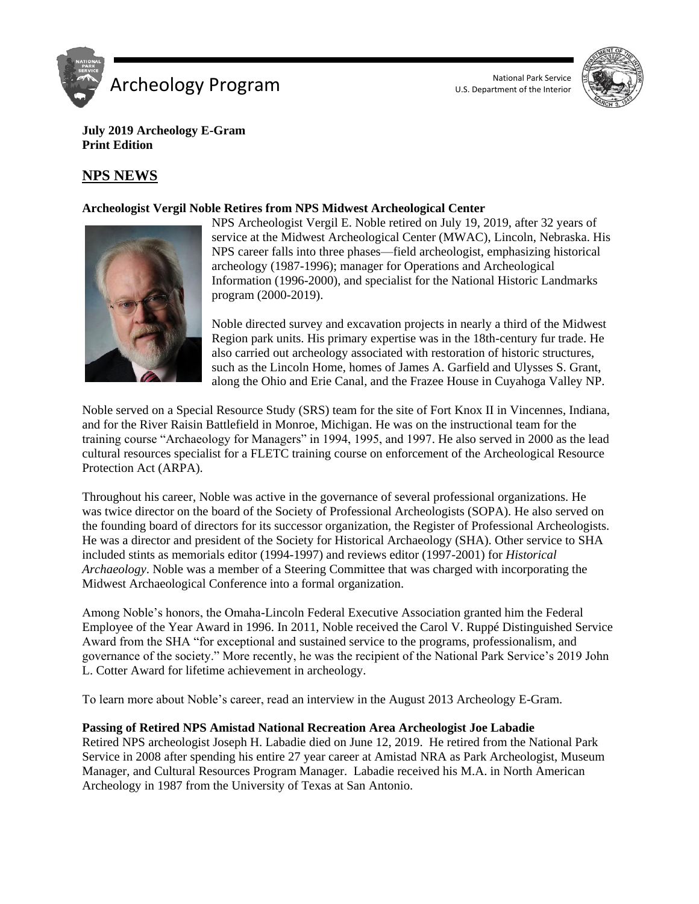**July 2019 Archeology E-Gram**
**Print Edition**

## NPS NEWS

### Archeologist Vergil Noble Retires from NPS Midwest Archeological Center

NPS Archeologist Vergil E. Noble retired on July 19, 2019, after 32 years of service at the Midwest Archeological Center (MWAC), Lincoln, Nebraska. His NPS career falls into three phases—field archeologist, emphasizing historical archeology (1987-1996); manager for Operations and Archeological Information (1996-2000), and specialist for the National Historic Landmarks program (2000-2019).

Noble directed survey and excavation projects in nearly a third of the Midwest Region park units. His primary expertise was in the 18th-century fur trade. He also carried out archeology associated with restoration of historic structures, such as the Lincoln Home, homes of James A. Garfield and Ulysses S. Grant, along the Ohio and Erie Canal, and the Frazee House in Cuyahoga Valley NP.

Noble served on a Special Resource Study (SRS) team for the site of Fort Knox II in Vincennes, Indiana, and for the River Raisin Battlefield in Monroe, Michigan. He was on the instructional team for the training course "Archaeology for Managers" in 1994, 1995, and 1997. He also served in 2000 as the lead cultural resources specialist for a FLETC training course on enforcement of the Archeological Resource Protection Act (ARPA).

Throughout his career, Noble was active in the governance of several professional organizations. He was twice director on the board of the Society of Professional Archeologists (SOPA). He also served on the founding board of directors for its successor organization, the Register of Professional Archeologists. He was a director and president of the Society for Historical Archaeology (SHA). Other service to SHA included stints as memorials editor (1994-1997) and reviews editor (1997-2001) for *Historical Archaeology*. Noble was a member of a Steering Committee that was charged with incorporating the Midwest Archaeological Conference into a formal organization.

Among Noble's honors, the Omaha-Lincoln Federal Executive Association granted him the Federal Employee of the Year Award in 1996. In 2011, Noble received the Carol V. Ruppé Distinguished Service Award from the SHA "for exceptional and sustained service to the programs, professionalism, and governance of the society." More recently, he was the recipient of the National Park Service's 2019 John L. Cotter Award for lifetime achievement in archeology.

To learn more about Noble's career, read an interview in the August 2013 Archeology E-Gram.

### Passing of Retired NPS Amistad National Recreation Area Archeologist Joe Labadie

Retired NPS archeologist Joseph H. Labadie died on June 12, 2019. He retired from the National Park Service in 2008 after spending his entire 27 year career at Amistad NRA as Park Archeologist, Museum Manager, and Cultural Resources Program Manager. Labadie received his M.A. in North American Archeology in 1987 from the University of Texas at San Antonio.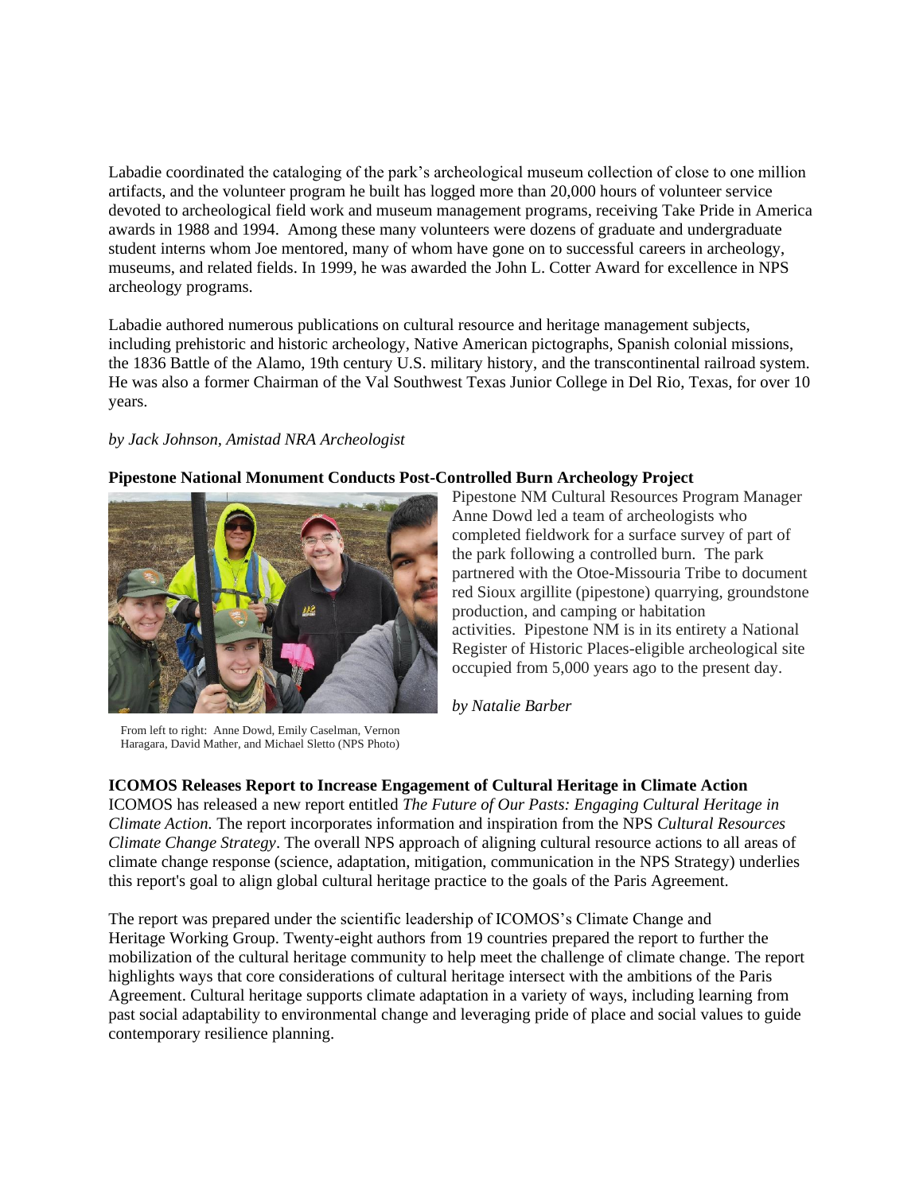Labadie coordinated the cataloging of the park's archeological museum collection of close to one million artifacts, and the volunteer program he built has logged more than 20,000 hours of volunteer service devoted to archeological field work and museum management programs, receiving Take Pride in America awards in 1988 and 1994. Among these many volunteers were dozens of graduate and undergraduate student interns whom Joe mentored, many of whom have gone on to successful careers in archeology, museums, and related fields. In 1999, he was awarded the John L. Cotter Award for excellence in NPS archeology programs.

Labadie authored numerous publications on cultural resource and heritage management subjects, including prehistoric and historic archeology, Native American pictographs, Spanish colonial missions, the 1836 Battle of the Alamo, 19th century U.S. military history, and the transcontinental railroad system. He was also a former Chairman of the Val Southwest Texas Junior College in Del Rio, Texas, for over 10 years.

*by Jack Johnson, Amistad NRA Archeologist*

**Pipestone National Monument Conducts Post-Controlled Burn Archeology Project**

Pipestone NM Cultural Resources Program Manager Anne Dowd led a team of archeologists who completed fieldwork for a surface survey of part of the park following a controlled burn. The park partnered with the Otoe-Missouria Tribe to document red Sioux argillite (pipestone) quarrying, groundstone production, and camping or habitation activities. Pipestone NM is in its entirety a National Register of Historic Places-eligible archeological site occupied from 5,000 years ago to the present day.

*by Natalie Barber*

From left to right: Anne Dowd, Emily Caselman, Vernon Haragara, David Mather, and Michael Sletto (NPS Photo)

**ICOMOS Releases Report to Increase Engagement of Cultural Heritage in Climate Action**

ICOMOS has released a new report entitled *The Future of Our Pasts: Engaging Cultural Heritage in Climate Action.* The report incorporates information and inspiration from the NPS *Cultural Resources Climate Change Strategy*. The overall NPS approach of aligning cultural resource actions to all areas of climate change response (science, adaptation, mitigation, communication in the NPS Strategy) underlies this report's goal to align global cultural heritage practice to the goals of the Paris Agreement.

The report was prepared under the scientific leadership of ICOMOS's Climate Change and Heritage Working Group. Twenty-eight authors from 19 countries prepared the report to further the mobilization of the cultural heritage community to help meet the challenge of climate change. The report highlights ways that core considerations of cultural heritage intersect with the ambitions of the Paris Agreement. Cultural heritage supports climate adaptation in a variety of ways, including learning from past social adaptability to environmental change and leveraging pride of place and social values to guide contemporary resilience planning.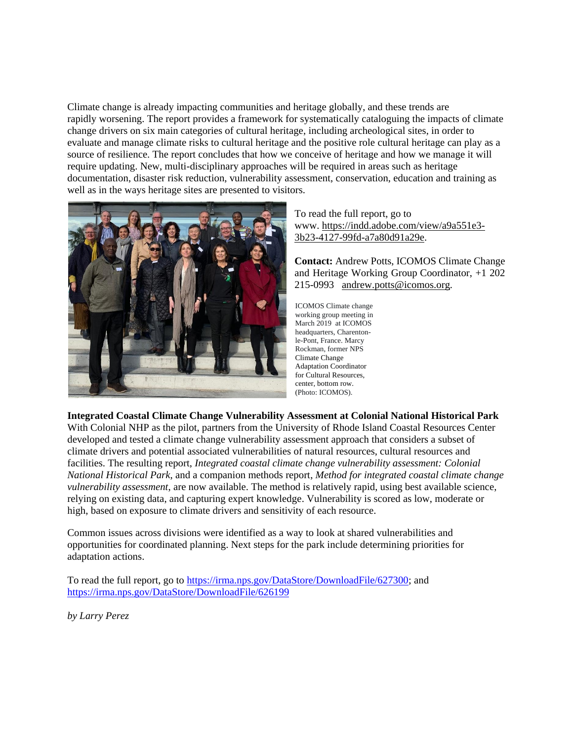Climate change is already impacting communities and heritage globally, and these trends are rapidly worsening. The report provides a framework for systematically cataloguing the impacts of climate change drivers on six main categories of cultural heritage, including archeological sites, in order to evaluate and manage climate risks to cultural heritage and the positive role cultural heritage can play as a source of resilience. The report concludes that how we conceive of heritage and how we manage it will require updating. New, multi-disciplinary approaches will be required in areas such as heritage documentation, disaster risk reduction, vulnerability assessment, conservation, education and training as well as in the ways heritage sites are presented to visitors.

To read the full report, go to www. https://indd.adobe.com/view/a9a551e3-3b23-4127-99fd-a7a80d91a29e.

**Contact:** Andrew Potts, ICOMOS Climate Change and Heritage Working Group Coordinator, +1 202 215-0993 andrew.potts@icomos.org.

ICOMOS Climate change working group meeting in March 2019 at ICOMOS headquarters, Charenton-le-Pont, France. Marcy Rockman, former NPS Climate Change Adaptation Coordinator for Cultural Resources, center, bottom row. (Photo: ICOMOS).

**Integrated Coastal Climate Change Vulnerability Assessment at Colonial National Historical Park**
With Colonial NHP as the pilot, partners from the University of Rhode Island Coastal Resources Center developed and tested a climate change vulnerability assessment approach that considers a subset of climate drivers and potential associated vulnerabilities of natural resources, cultural resources and facilities. The resulting report, *Integrated coastal climate change vulnerability assessment: Colonial National Historical Park*, and a companion methods report, *Method for integrated coastal climate change vulnerability assessment*, are now available. The method is relatively rapid, using best available science, relying on existing data, and capturing expert knowledge. Vulnerability is scored as low, moderate or high, based on exposure to climate drivers and sensitivity of each resource.

Common issues across divisions were identified as a way to look at shared vulnerabilities and opportunities for coordinated planning. Next steps for the park include determining priorities for adaptation actions.

To read the full report, go to https://irma.nps.gov/DataStore/DownloadFile/627300; and https://irma.nps.gov/DataStore/DownloadFile/626199

*by Larry Perez*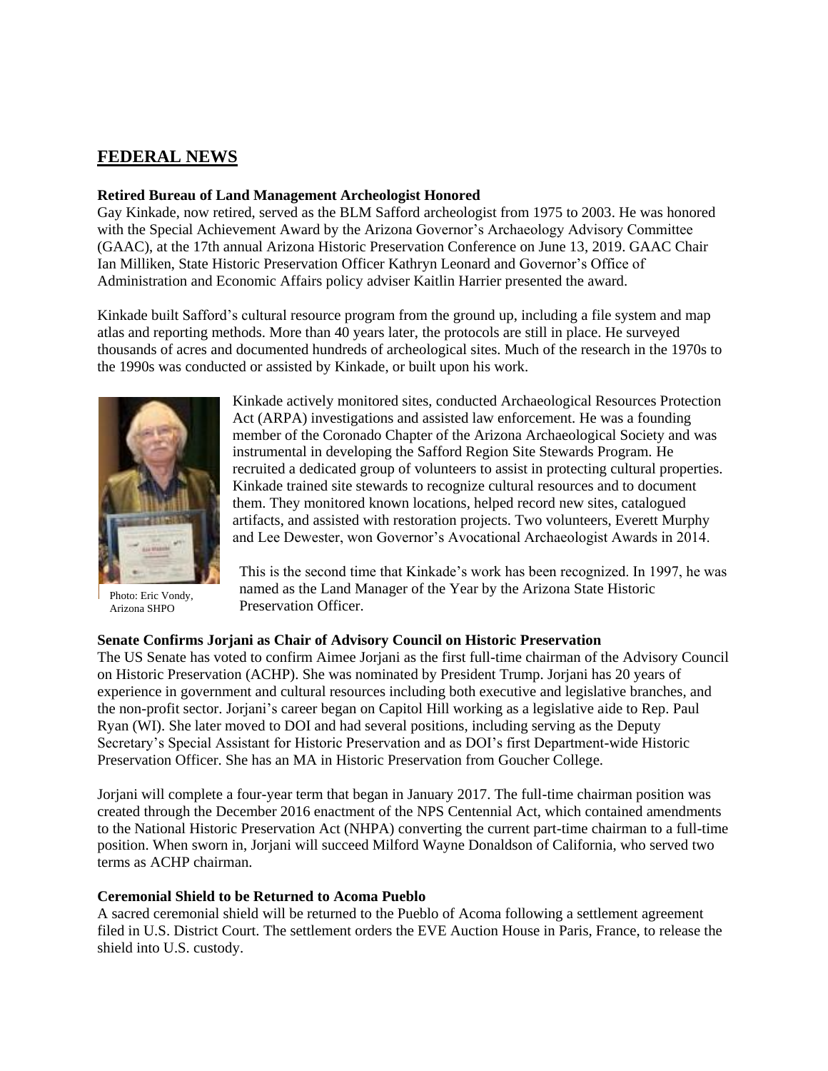## FEDERAL NEWS

**Retired Bureau of Land Management Archeologist Honored**

Gay Kinkade, now retired, served as the BLM Safford archeologist from 1975 to 2003. He was honored with the Special Achievement Award by the Arizona Governor's Archaeology Advisory Committee (GAAC), at the 17th annual Arizona Historic Preservation Conference on June 13, 2019. GAAC Chair Ian Milliken, State Historic Preservation Officer Kathryn Leonard and Governor's Office of Administration and Economic Affairs policy adviser Kaitlin Harrier presented the award.

Kinkade built Safford's cultural resource program from the ground up, including a file system and map atlas and reporting methods. More than 40 years later, the protocols are still in place. He surveyed thousands of acres and documented hundreds of archeological sites. Much of the research in the 1970s to the 1990s was conducted or assisted by Kinkade, or built upon his work.

Photo: Eric Vondy, Arizona SHPO

Kinkade actively monitored sites, conducted Archaeological Resources Protection Act (ARPA) investigations and assisted law enforcement. He was a founding member of the Coronado Chapter of the Arizona Archaeological Society and was instrumental in developing the Safford Region Site Stewards Program. He recruited a dedicated group of volunteers to assist in protecting cultural properties. Kinkade trained site stewards to recognize cultural resources and to document them. They monitored known locations, helped record new sites, catalogued artifacts, and assisted with restoration projects. Two volunteers, Everett Murphy and Lee Dewester, won Governor's Avocational Archaeologist Awards in 2014.

This is the second time that Kinkade's work has been recognized. In 1997, he was named as the Land Manager of the Year by the Arizona State Historic Preservation Officer.

**Senate Confirms Jorjani as Chair of Advisory Council on Historic Preservation**

The US Senate has voted to confirm Aimee Jorjani as the first full-time chairman of the Advisory Council on Historic Preservation (ACHP). She was nominated by President Trump. Jorjani has 20 years of experience in government and cultural resources including both executive and legislative branches, and the non-profit sector. Jorjani's career began on Capitol Hill working as a legislative aide to Rep. Paul Ryan (WI). She later moved to DOI and had several positions, including serving as the Deputy Secretary's Special Assistant for Historic Preservation and as DOI's first Department-wide Historic Preservation Officer. She has an MA in Historic Preservation from Goucher College.

Jorjani will complete a four-year term that began in January 2017. The full-time chairman position was created through the December 2016 enactment of the NPS Centennial Act, which contained amendments to the National Historic Preservation Act (NHPA) converting the current part-time chairman to a full-time position. When sworn in, Jorjani will succeed Milford Wayne Donaldson of California, who served two terms as ACHP chairman.

**Ceremonial Shield to be Returned to Acoma Pueblo**

A sacred ceremonial shield will be returned to the Pueblo of Acoma following a settlement agreement filed in U.S. District Court. The settlement orders the EVE Auction House in Paris, France, to release the shield into U.S. custody.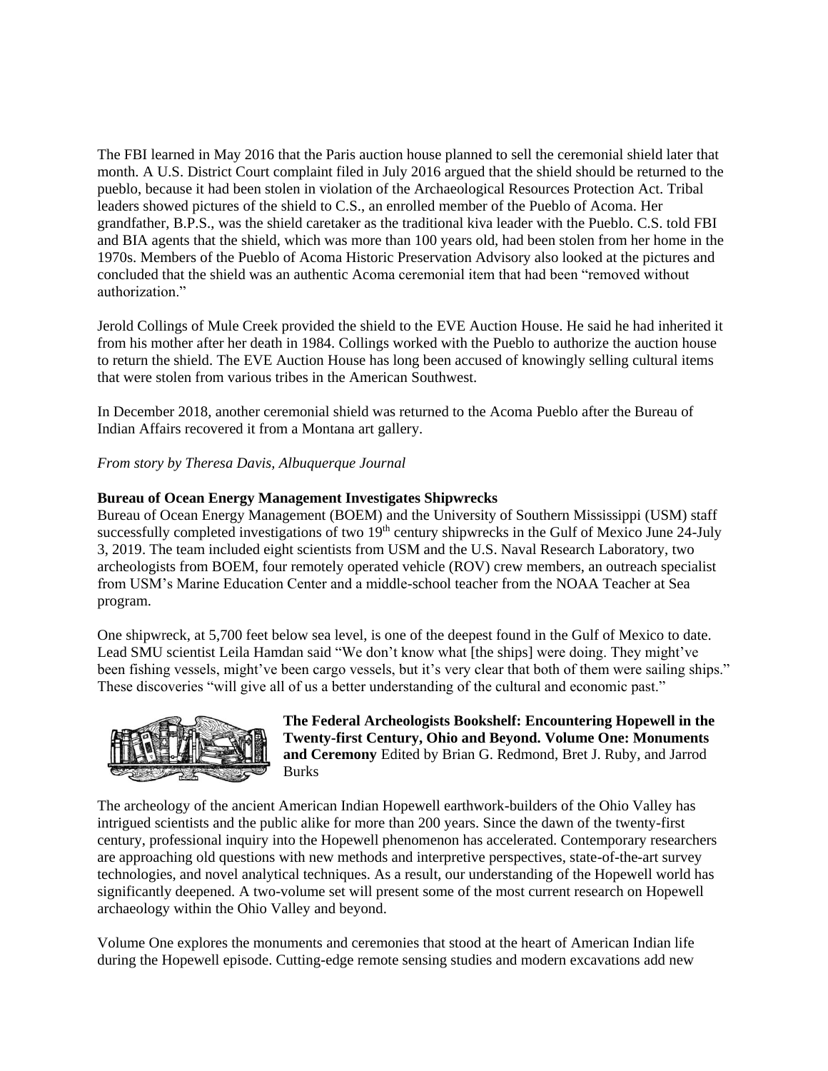The FBI learned in May 2016 that the Paris auction house planned to sell the ceremonial shield later that month. A U.S. District Court complaint filed in July 2016 argued that the shield should be returned to the pueblo, because it had been stolen in violation of the Archaeological Resources Protection Act. Tribal leaders showed pictures of the shield to C.S., an enrolled member of the Pueblo of Acoma. Her grandfather, B.P.S., was the shield caretaker as the traditional kiva leader with the Pueblo. C.S. told FBI and BIA agents that the shield, which was more than 100 years old, had been stolen from her home in the 1970s. Members of the Pueblo of Acoma Historic Preservation Advisory also looked at the pictures and concluded that the shield was an authentic Acoma ceremonial item that had been "removed without authorization."

Jerold Collings of Mule Creek provided the shield to the EVE Auction House. He said he had inherited it from his mother after her death in 1984. Collings worked with the Pueblo to authorize the auction house to return the shield. The EVE Auction House has long been accused of knowingly selling cultural items that were stolen from various tribes in the American Southwest.

In December 2018, another ceremonial shield was returned to the Acoma Pueblo after the Bureau of Indian Affairs recovered it from a Montana art gallery.

*From story by Theresa Davis, Albuquerque Journal*

**Bureau of Ocean Energy Management Investigates Shipwrecks**

Bureau of Ocean Energy Management (BOEM) and the University of Southern Mississippi (USM) staff successfully completed investigations of two 19th century shipwrecks in the Gulf of Mexico June 24-July 3, 2019. The team included eight scientists from USM and the U.S. Naval Research Laboratory, two archeologists from BOEM, four remotely operated vehicle (ROV) crew members, an outreach specialist from USM's Marine Education Center and a middle-school teacher from the NOAA Teacher at Sea program.

One shipwreck, at 5,700 feet below sea level, is one of the deepest found in the Gulf of Mexico to date. Lead SMU scientist Leila Hamdan said "We don't know what [the ships] were doing. They might've been fishing vessels, might've been cargo vessels, but it's very clear that both of them were sailing ships." These discoveries "will give all of us a better understanding of the cultural and economic past."

**The Federal Archeologists Bookshelf: Encountering Hopewell in the Twenty-first Century, Ohio and Beyond. Volume One: Monuments and Ceremony** Edited by Brian G. Redmond, Bret J. Ruby, and Jarrod Burks

The archeology of the ancient American Indian Hopewell earthwork-builders of the Ohio Valley has intrigued scientists and the public alike for more than 200 years. Since the dawn of the twenty-first century, professional inquiry into the Hopewell phenomenon has accelerated. Contemporary researchers are approaching old questions with new methods and interpretive perspectives, state-of-the-art survey technologies, and novel analytical techniques. As a result, our understanding of the Hopewell world has significantly deepened. A two-volume set will present some of the most current research on Hopewell archaeology within the Ohio Valley and beyond.

Volume One explores the monuments and ceremonies that stood at the heart of American Indian life during the Hopewell episode. Cutting-edge remote sensing studies and modern excavations add new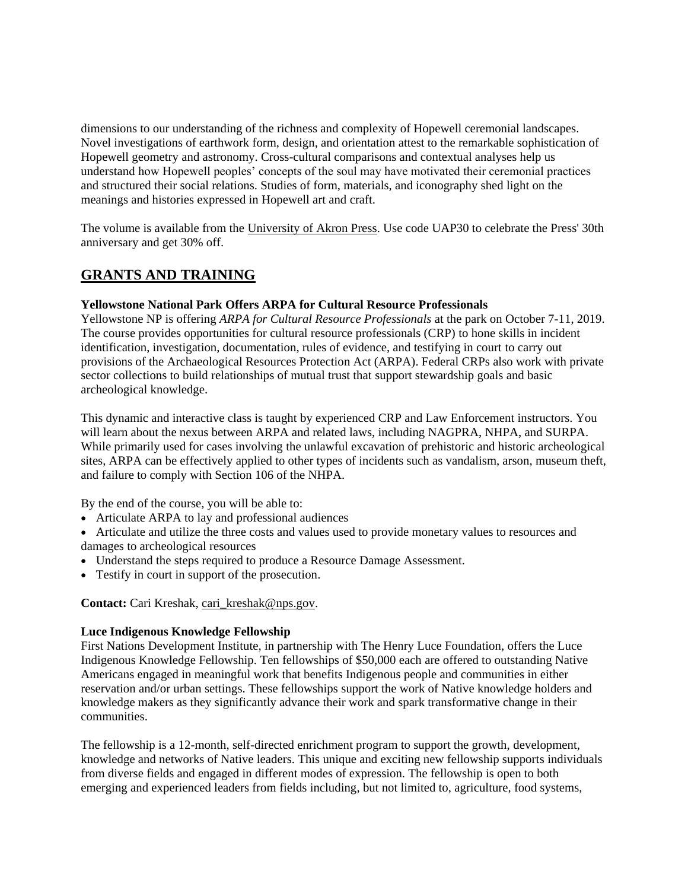dimensions to our understanding of the richness and complexity of Hopewell ceremonial landscapes. Novel investigations of earthwork form, design, and orientation attest to the remarkable sophistication of Hopewell geometry and astronomy. Cross-cultural comparisons and contextual analyses help us understand how Hopewell peoples' concepts of the soul may have motivated their ceremonial practices and structured their social relations. Studies of form, materials, and iconography shed light on the meanings and histories expressed in Hopewell art and craft.

The volume is available from the University of Akron Press. Use code UAP30 to celebrate the Press' 30th anniversary and get 30% off.

## GRANTS AND TRAINING

**Yellowstone National Park Offers ARPA for Cultural Resource Professionals**
Yellowstone NP is offering *ARPA for Cultural Resource Professionals* at the park on October 7-11, 2019. The course provides opportunities for cultural resource professionals (CRP) to hone skills in incident identification, investigation, documentation, rules of evidence, and testifying in court to carry out provisions of the Archaeological Resources Protection Act (ARPA). Federal CRPs also work with private sector collections to build relationships of mutual trust that support stewardship goals and basic archeological knowledge.

This dynamic and interactive class is taught by experienced CRP and Law Enforcement instructors. You will learn about the nexus between ARPA and related laws, including NAGPRA, NHPA, and SURPA. While primarily used for cases involving the unlawful excavation of prehistoric and historic archeological sites, ARPA can be effectively applied to other types of incidents such as vandalism, arson, museum theft, and failure to comply with Section 106 of the NHPA.

By the end of the course, you will be able to:

- Articulate ARPA to lay and professional audiences
- Articulate and utilize the three costs and values used to provide monetary values to resources and damages to archeological resources
- Understand the steps required to produce a Resource Damage Assessment.
- Testify in court in support of the prosecution.

**Contact:** Cari Kreshak, cari_kreshak@nps.gov.

**Luce Indigenous Knowledge Fellowship**
First Nations Development Institute, in partnership with The Henry Luce Foundation, offers the Luce Indigenous Knowledge Fellowship. Ten fellowships of $50,000 each are offered to outstanding Native Americans engaged in meaningful work that benefits Indigenous people and communities in either reservation and/or urban settings. These fellowships support the work of Native knowledge holders and knowledge makers as they significantly advance their work and spark transformative change in their communities.

The fellowship is a 12-month, self-directed enrichment program to support the growth, development, knowledge and networks of Native leaders. This unique and exciting new fellowship supports individuals from diverse fields and engaged in different modes of expression. The fellowship is open to both emerging and experienced leaders from fields including, but not limited to, agriculture, food systems,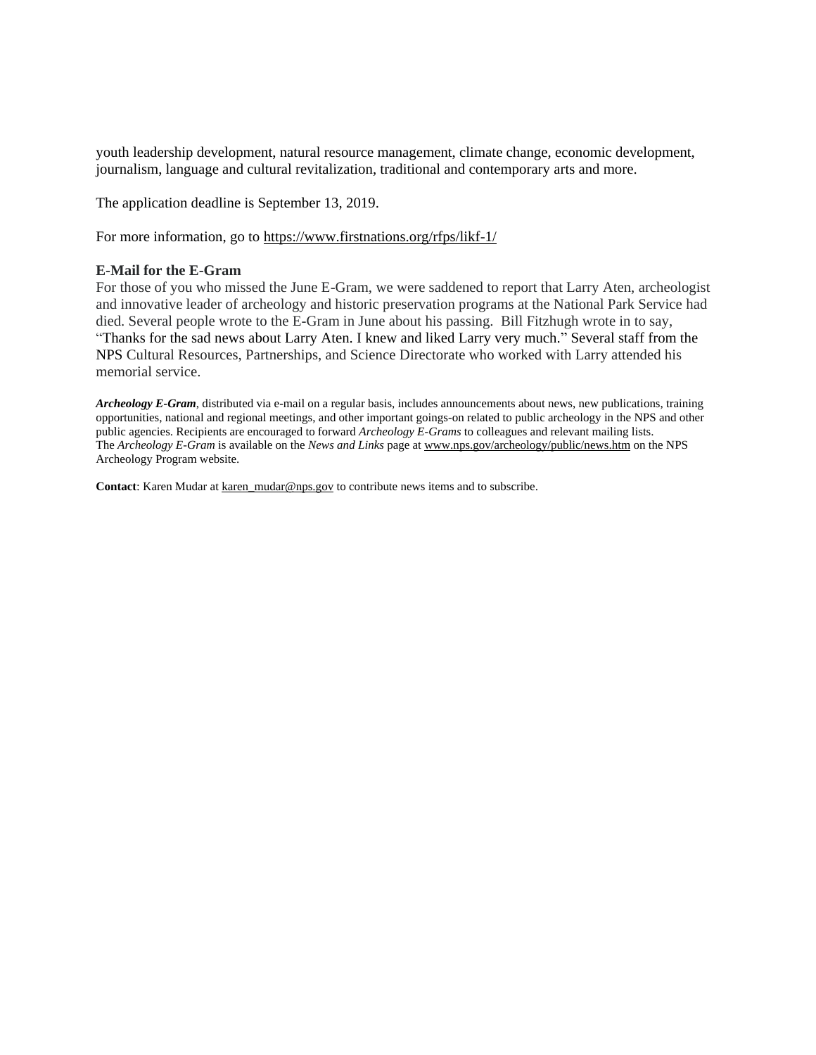youth leadership development, natural resource management, climate change, economic development, journalism, language and cultural revitalization, traditional and contemporary arts and more.

The application deadline is September 13, 2019.

For more information, go to https://www.firstnations.org/rfps/likf-1/

**E-Mail for the E-Gram**

For those of you who missed the June E-Gram, we were saddened to report that Larry Aten, archeologist and innovative leader of archeology and historic preservation programs at the National Park Service had died. Several people wrote to the E-Gram in June about his passing. Bill Fitzhugh wrote in to say, "Thanks for the sad news about Larry Aten. I knew and liked Larry very much." Several staff from the NPS Cultural Resources, Partnerships, and Science Directorate who worked with Larry attended his memorial service.

***Archeology E-Gram***, distributed via e-mail on a regular basis, includes announcements about news, new publications, training opportunities, national and regional meetings, and other important goings-on related to public archeology in the NPS and other public agencies. Recipients are encouraged to forward *Archeology E-Grams* to colleagues and relevant mailing lists. The *Archeology E-Gram* is available on the *News and Links* page at www.nps.gov/archeology/public/news.htm on the NPS Archeology Program website.

**Contact**: Karen Mudar at karen_mudar@nps.gov to contribute news items and to subscribe.